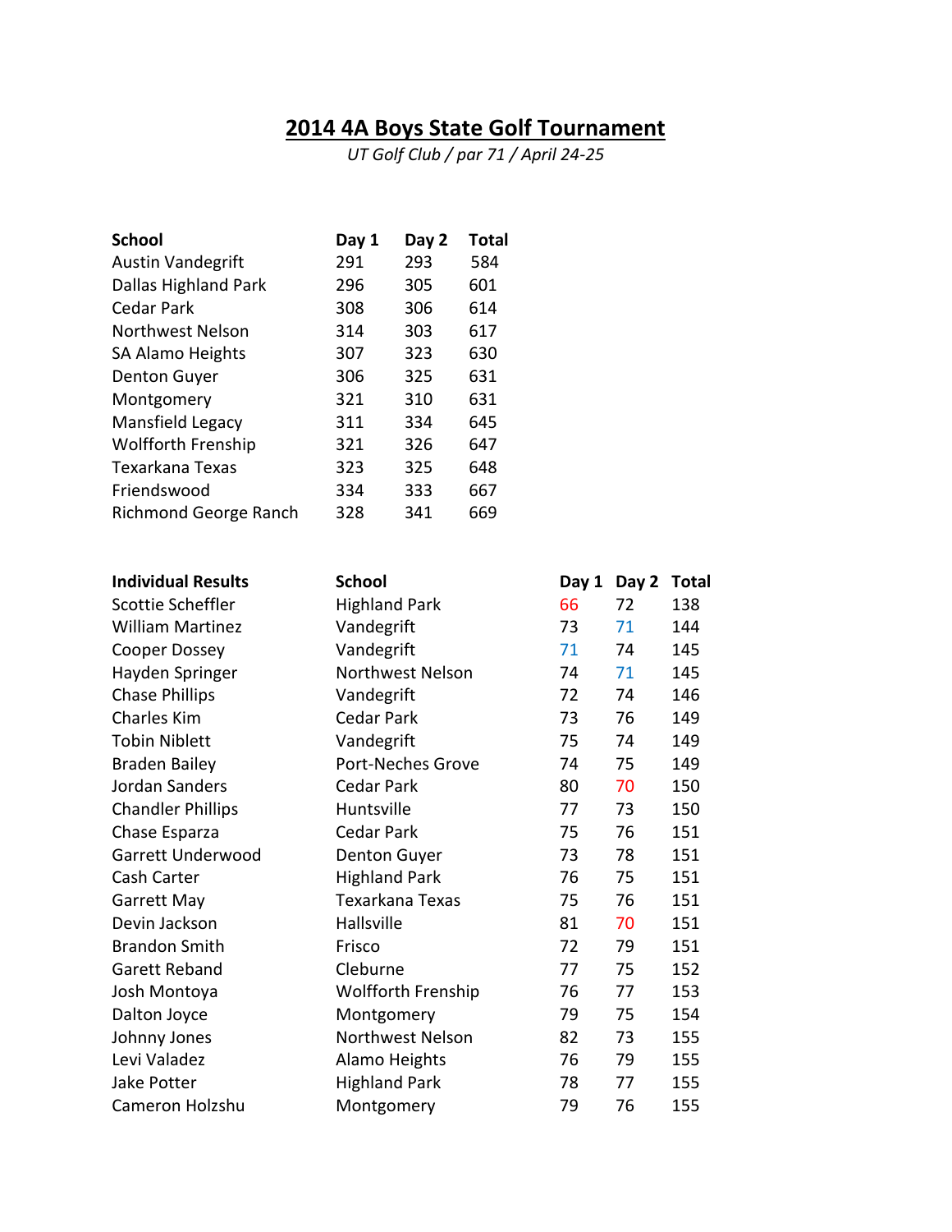# 2014 4A Boys State Golf Tournament

*UT Golf Club / par 71 / April 24-25*

| School | Day 1 | Day 2 | Total |
|---|---|---|---|
| Austin Vandegrift | 291 | 293 | 584 |
| Dallas Highland Park | 296 | 305 | 601 |
| Cedar Park | 308 | 306 | 614 |
| Northwest Nelson | 314 | 303 | 617 |
| SA Alamo Heights | 307 | 323 | 630 |
| Denton Guyer | 306 | 325 | 631 |
| Montgomery | 321 | 310 | 631 |
| Mansfield Legacy | 311 | 334 | 645 |
| Wolfforth Frenship | 321 | 326 | 647 |
| Texarkana Texas | 323 | 325 | 648 |
| Friendswood | 334 | 333 | 667 |
| Richmond George Ranch | 328 | 341 | 669 |

| Individual Results | School | Day 1 | Day 2 | Total |
|---|---|---|---|---|
| Scottie Scheffler | Highland Park | 66 | 72 | 138 |
| William Martinez | Vandegrift | 73 | 71 | 144 |
| Cooper Dossey | Vandegrift | 71 | 74 | 145 |
| Hayden Springer | Northwest Nelson | 74 | 71 | 145 |
| Chase Phillips | Vandegrift | 72 | 74 | 146 |
| Charles Kim | Cedar Park | 73 | 76 | 149 |
| Tobin Niblett | Vandegrift | 75 | 74 | 149 |
| Braden Bailey | Port-Neches Grove | 74 | 75 | 149 |
| Jordan Sanders | Cedar Park | 80 | 70 | 150 |
| Chandler Phillips | Huntsville | 77 | 73 | 150 |
| Chase Esparza | Cedar Park | 75 | 76 | 151 |
| Garrett Underwood | Denton Guyer | 73 | 78 | 151 |
| Cash Carter | Highland Park | 76 | 75 | 151 |
| Garrett May | Texarkana Texas | 75 | 76 | 151 |
| Devin Jackson | Hallsville | 81 | 70 | 151 |
| Brandon Smith | Frisco | 72 | 79 | 151 |
| Garett Reband | Cleburne | 77 | 75 | 152 |
| Josh Montoya | Wolfforth Frenship | 76 | 77 | 153 |
| Dalton Joyce | Montgomery | 79 | 75 | 154 |
| Johnny Jones | Northwest Nelson | 82 | 73 | 155 |
| Levi Valadez | Alamo Heights | 76 | 79 | 155 |
| Jake Potter | Highland Park | 78 | 77 | 155 |
| Cameron Holzshu | Montgomery | 79 | 76 | 155 |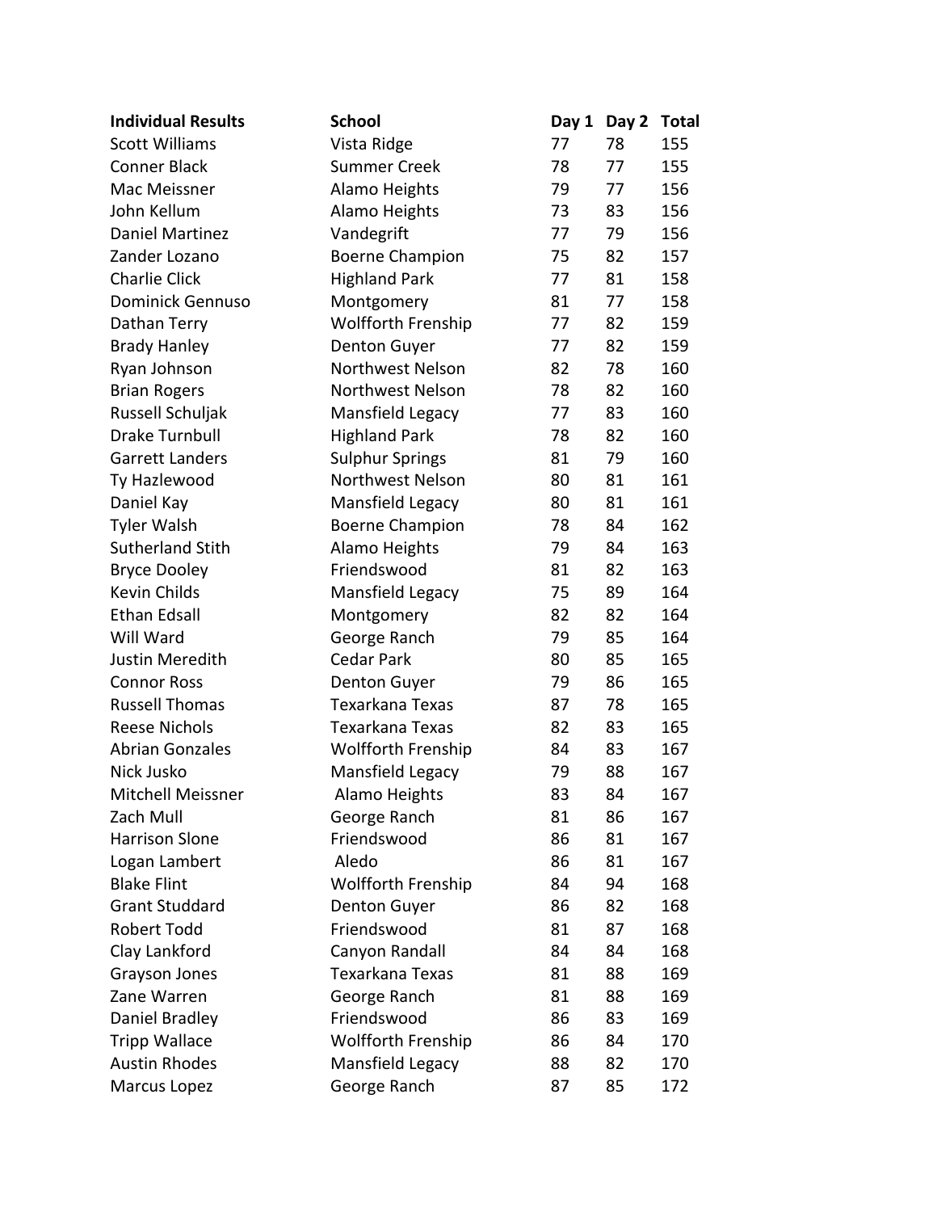| Individual Results | School | Day 1 | Day 2 | Total |
|---|---|---|---|---|
| Scott Williams | Vista Ridge | 77 | 78 | 155 |
| Conner Black | Summer Creek | 78 | 77 | 155 |
| Mac Meissner | Alamo Heights | 79 | 77 | 156 |
| John Kellum | Alamo Heights | 73 | 83 | 156 |
| Daniel Martinez | Vandegrift | 77 | 79 | 156 |
| Zander Lozano | Boerne Champion | 75 | 82 | 157 |
| Charlie Click | Highland Park | 77 | 81 | 158 |
| Dominick Gennuso | Montgomery | 81 | 77 | 158 |
| Dathan Terry | Wolfforth Frenship | 77 | 82 | 159 |
| Brady Hanley | Denton Guyer | 77 | 82 | 159 |
| Ryan Johnson | Northwest Nelson | 82 | 78 | 160 |
| Brian Rogers | Northwest Nelson | 78 | 82 | 160 |
| Russell Schuljak | Mansfield Legacy | 77 | 83 | 160 |
| Drake Turnbull | Highland Park | 78 | 82 | 160 |
| Garrett Landers | Sulphur Springs | 81 | 79 | 160 |
| Ty Hazlewood | Northwest Nelson | 80 | 81 | 161 |
| Daniel Kay | Mansfield Legacy | 80 | 81 | 161 |
| Tyler Walsh | Boerne Champion | 78 | 84 | 162 |
| Sutherland Stith | Alamo Heights | 79 | 84 | 163 |
| Bryce Dooley | Friendswood | 81 | 82 | 163 |
| Kevin Childs | Mansfield Legacy | 75 | 89 | 164 |
| Ethan Edsall | Montgomery | 82 | 82 | 164 |
| Will Ward | George Ranch | 79 | 85 | 164 |
| Justin Meredith | Cedar Park | 80 | 85 | 165 |
| Connor Ross | Denton Guyer | 79 | 86 | 165 |
| Russell Thomas | Texarkana Texas | 87 | 78 | 165 |
| Reese Nichols | Texarkana Texas | 82 | 83 | 165 |
| Abrian Gonzales | Wolfforth Frenship | 84 | 83 | 167 |
| Nick Jusko | Mansfield Legacy | 79 | 88 | 167 |
| Mitchell Meissner | Alamo Heights | 83 | 84 | 167 |
| Zach Mull | George Ranch | 81 | 86 | 167 |
| Harrison Slone | Friendswood | 86 | 81 | 167 |
| Logan Lambert | Aledo | 86 | 81 | 167 |
| Blake Flint | Wolfforth Frenship | 84 | 94 | 168 |
| Grant Studdard | Denton Guyer | 86 | 82 | 168 |
| Robert Todd | Friendswood | 81 | 87 | 168 |
| Clay Lankford | Canyon Randall | 84 | 84 | 168 |
| Grayson Jones | Texarkana Texas | 81 | 88 | 169 |
| Zane Warren | George Ranch | 81 | 88 | 169 |
| Daniel Bradley | Friendswood | 86 | 83 | 169 |
| Tripp Wallace | Wolfforth Frenship | 86 | 84 | 170 |
| Austin Rhodes | Mansfield Legacy | 88 | 82 | 170 |
| Marcus Lopez | George Ranch | 87 | 85 | 172 |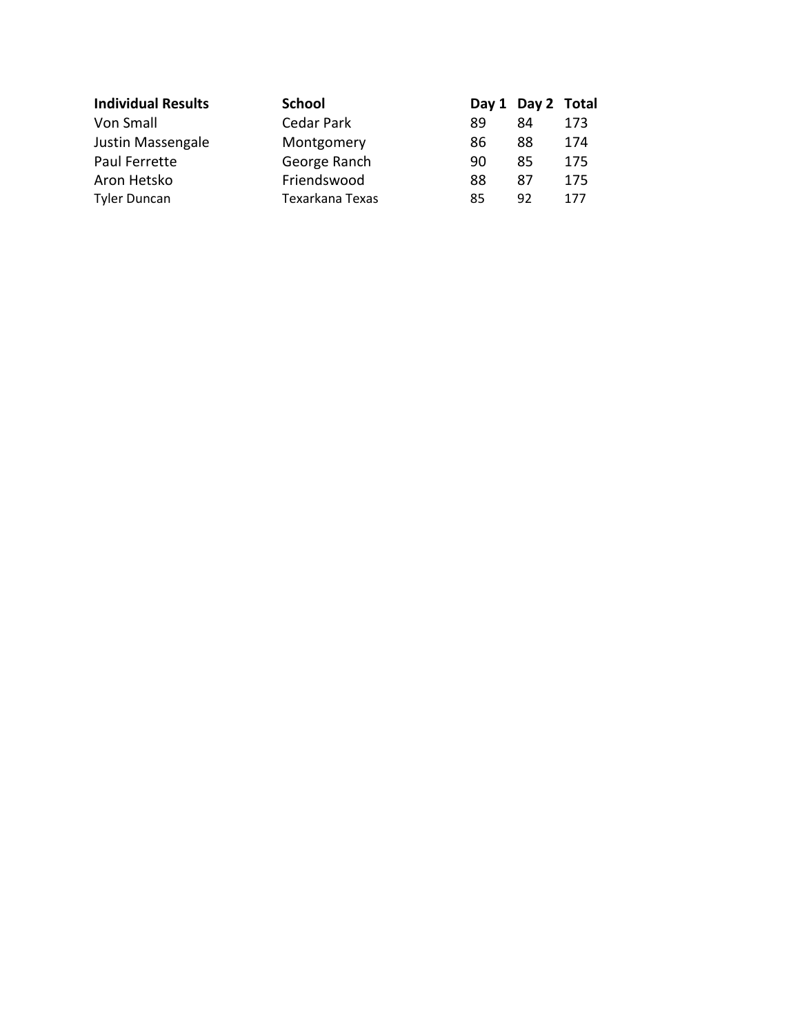| **Individual Results** | **School** | **Day 1** | **Day 2** | **Total** |
|---|---|---|---|---|
| Von Small | Cedar Park | 89 | 84 | 173 |
| Justin Massengale | Montgomery | 86 | 88 | 174 |
| Paul Ferrette | George Ranch | 90 | 85 | 175 |
| Aron Hetsko | Friendswood | 88 | 87 | 175 |
| Tyler Duncan | Texarkana Texas | 85 | 92 | 177 |